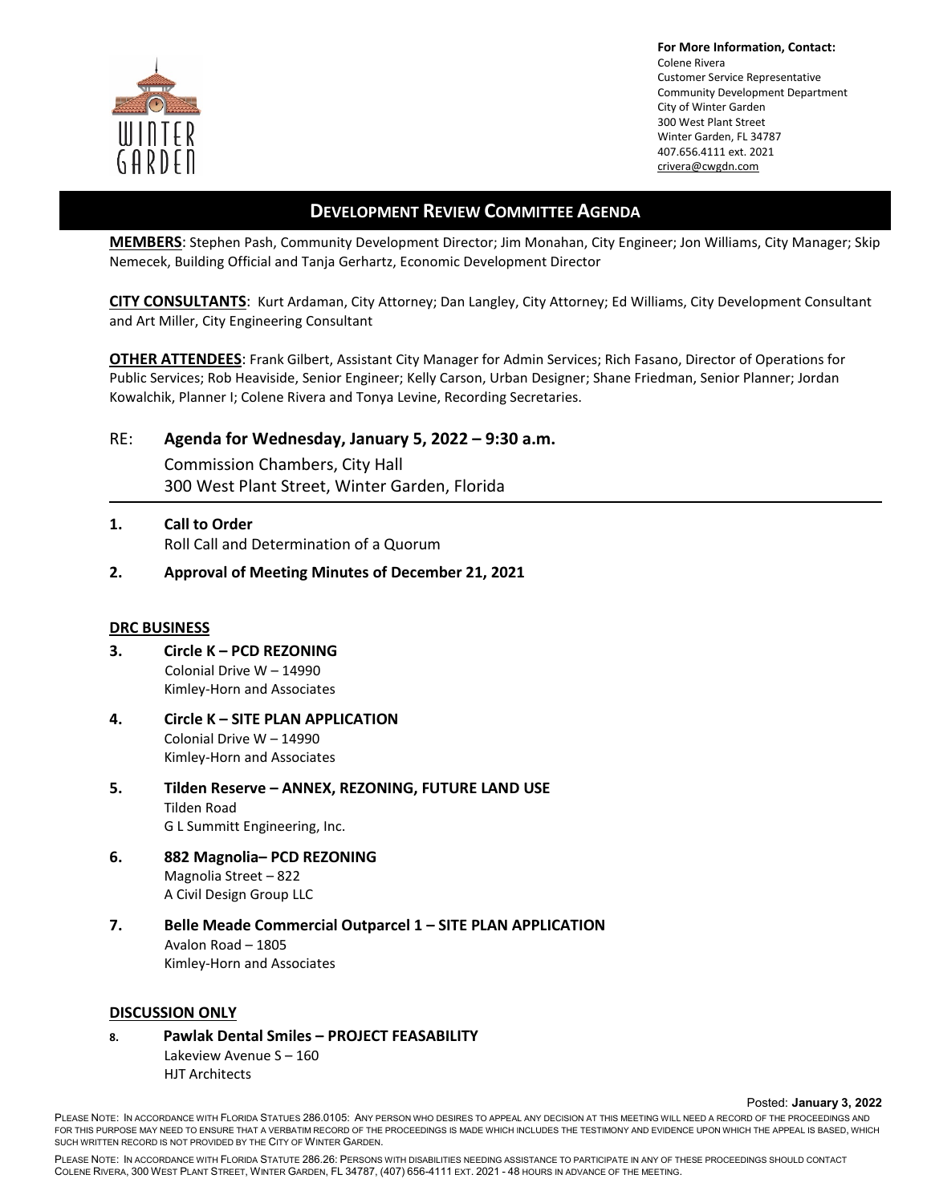**For More Information, Contact:**
Colene Rivera
Customer Service Representative
Community Development Department
City of Winter Garden
300 West Plant Street
Winter Garden, FL 34787
407.656.4111 ext. 2021
crivera@cwgdn.com

# DEVELOPMENT REVIEW COMMITTEE AGENDA

**MEMBERS**: Stephen Pash, Community Development Director; Jim Monahan, City Engineer; Jon Williams, City Manager; Skip Nemecek, Building Official and Tanja Gerhartz, Economic Development Director

**CITY CONSULTANTS**: Kurt Ardaman, City Attorney; Dan Langley, City Attorney; Ed Williams, City Development Consultant and Art Miller, City Engineering Consultant

**OTHER ATTENDEES**: Frank Gilbert, Assistant City Manager for Admin Services; Rich Fasano, Director of Operations for Public Services; Rob Heaviside, Senior Engineer; Kelly Carson, Urban Designer; Shane Friedman, Senior Planner; Jordan Kowalchik, Planner I; Colene Rivera and Tonya Levine, Recording Secretaries.

RE: **Agenda for Wednesday, January 5, 2022 – 9:30 a.m.**
Commission Chambers, City Hall
300 West Plant Street, Winter Garden, Florida

---

**1. Call to Order**
Roll Call and Determination of a Quorum

**2. Approval of Meeting Minutes of December 21, 2021**

## DRC BUSINESS

**3. Circle K – PCD REZONING**
Colonial Drive W – 14990
Kimley-Horn and Associates

**4. Circle K – SITE PLAN APPLICATION**
Colonial Drive W – 14990
Kimley-Horn and Associates

**5. Tilden Reserve – ANNEX, REZONING, FUTURE LAND USE**
Tilden Road
G L Summitt Engineering, Inc.

**6. 882 Magnolia– PCD REZONING**
Magnolia Street – 822
A Civil Design Group LLC

**7. Belle Meade Commercial Outparcel 1 – SITE PLAN APPLICATION**
Avalon Road – 1805
Kimley-Horn and Associates

## DISCUSSION ONLY

**8. Pawlak Dental Smiles – PROJECT FEASABILITY**
Lakeview Avenue S – 160
HJT Architects

Posted: **January 3, 2022**

PLEASE NOTE: IN ACCORDANCE WITH FLORIDA STATUES 286.0105: ANY PERSON WHO DESIRES TO APPEAL ANY DECISION AT THIS MEETING WILL NEED A RECORD OF THE PROCEEDINGS AND FOR THIS PURPOSE MAY NEED TO ENSURE THAT A VERBATIM RECORD OF THE PROCEEDINGS IS MADE WHICH INCLUDES THE TESTIMONY AND EVIDENCE UPON WHICH THE APPEAL IS BASED, WHICH SUCH WRITTEN RECORD IS NOT PROVIDED BY THE CITY OF WINTER GARDEN.

PLEASE NOTE: IN ACCORDANCE WITH FLORIDA STATUTE 286.26: PERSONS WITH DISABILITIES NEEDING ASSISTANCE TO PARTICIPATE IN ANY OF THESE PROCEEDINGS SHOULD CONTACT COLENE RIVERA, 300 WEST PLANT STREET, WINTER GARDEN, FL 34787, (407) 656-4111 EXT. 2021 - 48 HOURS IN ADVANCE OF THE MEETING.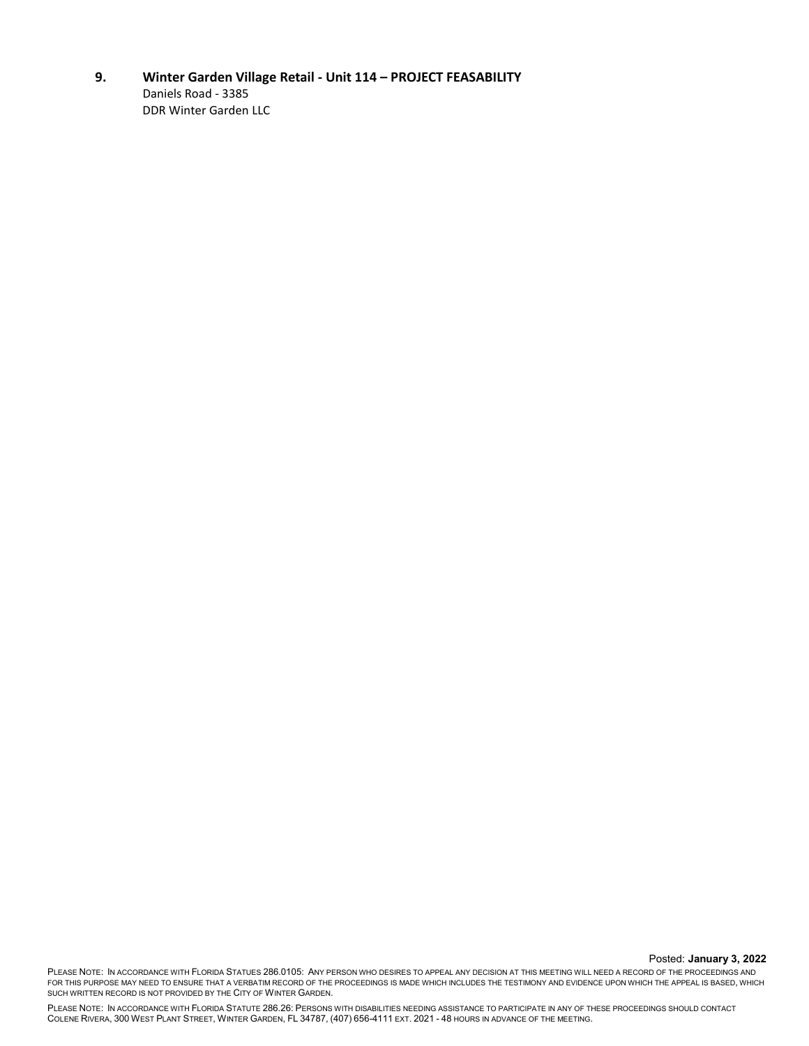9. **Winter Garden Village Retail - Unit 114 – PROJECT FEASABILITY**
   Daniels Road - 3385
   DDR Winter Garden LLC

Posted: **January 3, 2022**

PLEASE NOTE: IN ACCORDANCE WITH FLORIDA STATUES 286.0105: ANY PERSON WHO DESIRES TO APPEAL ANY DECISION AT THIS MEETING WILL NEED A RECORD OF THE PROCEEDINGS AND FOR THIS PURPOSE MAY NEED TO ENSURE THAT A VERBATIM RECORD OF THE PROCEEDINGS IS MADE WHICH INCLUDES THE TESTIMONY AND EVIDENCE UPON WHICH THE APPEAL IS BASED, WHICH SUCH WRITTEN RECORD IS NOT PROVIDED BY THE CITY OF WINTER GARDEN.

PLEASE NOTE: IN ACCORDANCE WITH FLORIDA STATUTE 286.26: PERSONS WITH DISABILITIES NEEDING ASSISTANCE TO PARTICIPATE IN ANY OF THESE PROCEEDINGS SHOULD CONTACT COLENE RIVERA, 300 WEST PLANT STREET, WINTER GARDEN, FL 34787, (407) 656-4111 EXT. 2021 - 48 HOURS IN ADVANCE OF THE MEETING.